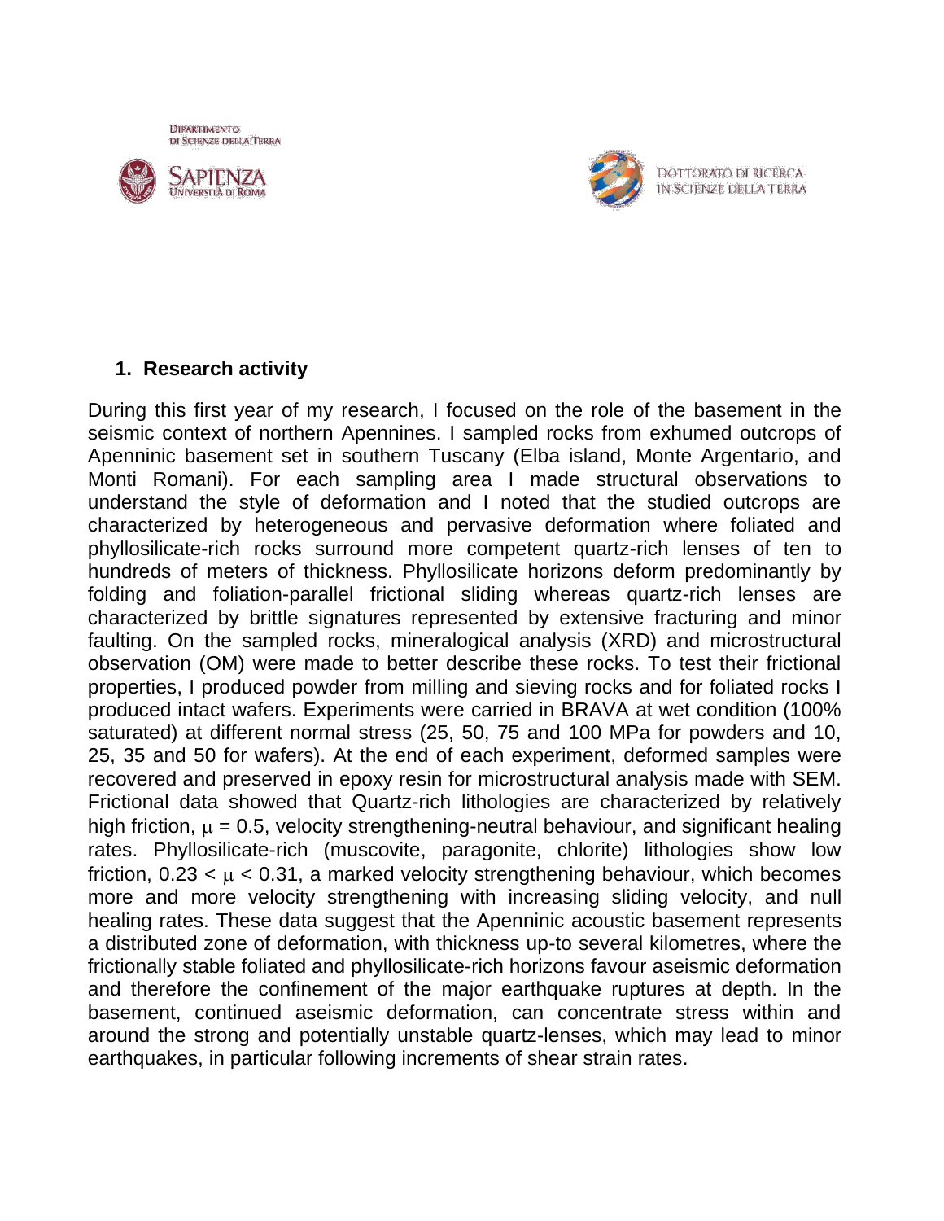Dipartimento di Scienze della Terra

Sapienza Università di Roma

Dottorato di Ricerca in Scienze della Terra

## 1. Research activity

During this first year of my research, I focused on the role of the basement in the seismic context of northern Apennines. I sampled rocks from exhumed outcrops of Apenninic basement set in southern Tuscany (Elba island, Monte Argentario, and Monti Romani). For each sampling area I made structural observations to understand the style of deformation and I noted that the studied outcrops are characterized by heterogeneous and pervasive deformation where foliated and phyllosilicate-rich rocks surround more competent quartz-rich lenses of ten to hundreds of meters of thickness. Phyllosilicate horizons deform predominantly by folding and foliation-parallel frictional sliding whereas quartz-rich lenses are characterized by brittle signatures represented by extensive fracturing and minor faulting. On the sampled rocks, mineralogical analysis (XRD) and microstructural observation (OM) were made to better describe these rocks. To test their frictional properties, I produced powder from milling and sieving rocks and for foliated rocks I produced intact wafers. Experiments were carried in BRAVA at wet condition (100% saturated) at different normal stress (25, 50, 75 and 100 MPa for powders and 10, 25, 35 and 50 for wafers). At the end of each experiment, deformed samples were recovered and preserved in epoxy resin for microstructural analysis made with SEM. Frictional data showed that Quartz-rich lithologies are characterized by relatively high friction, $\mu = 0.5$, velocity strengthening-neutral behaviour, and significant healing rates. Phyllosilicate-rich (muscovite, paragonite, chlorite) lithologies show low friction, $0.23 < \mu < 0.31$, a marked velocity strengthening behaviour, which becomes more and more velocity strengthening with increasing sliding velocity, and null healing rates. These data suggest that the Apenninic acoustic basement represents a distributed zone of deformation, with thickness up-to several kilometres, where the frictionally stable foliated and phyllosilicate-rich horizons favour aseismic deformation and therefore the confinement of the major earthquake ruptures at depth. In the basement, continued aseismic deformation, can concentrate stress within and around the strong and potentially unstable quartz-lenses, which may lead to minor earthquakes, in particular following increments of shear strain rates.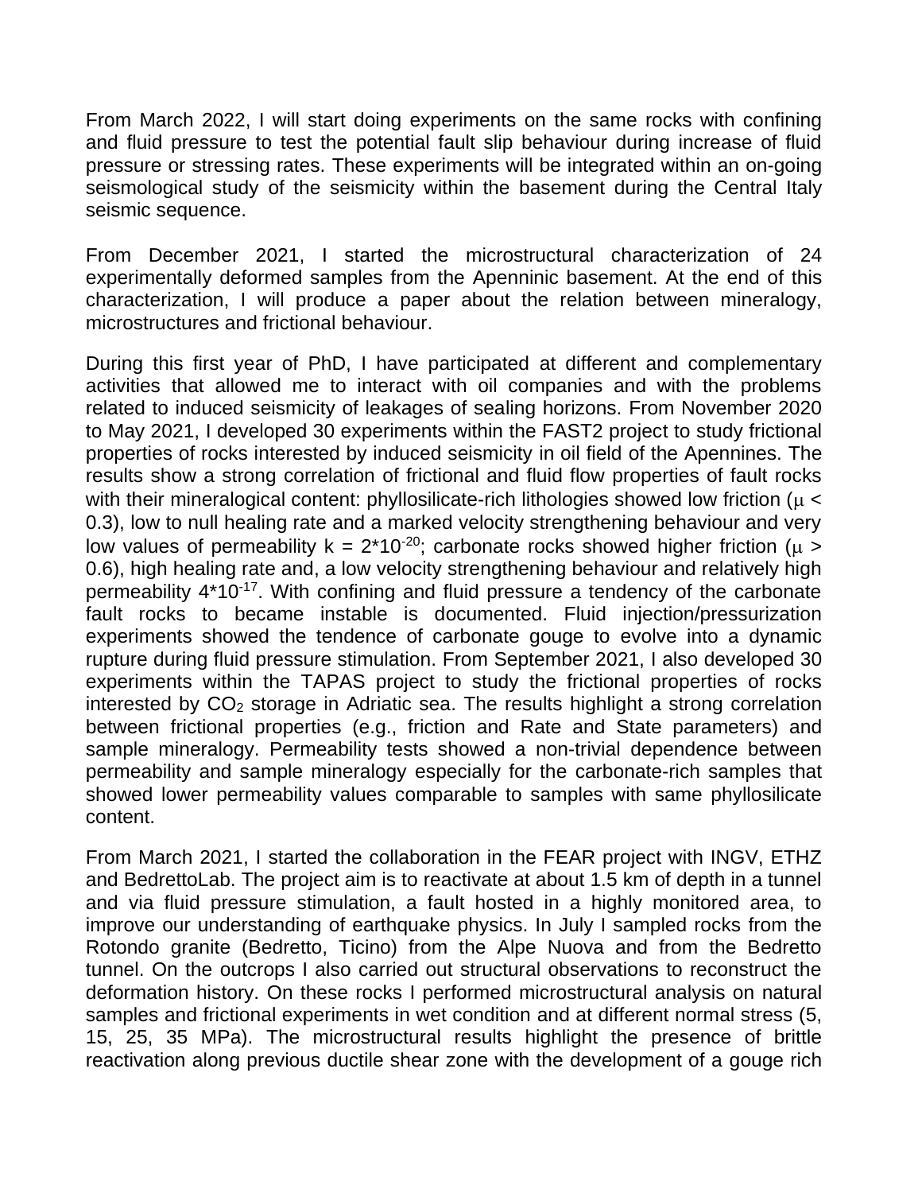From March 2022, I will start doing experiments on the same rocks with confining and fluid pressure to test the potential fault slip behaviour during increase of fluid pressure or stressing rates. These experiments will be integrated within an on-going seismological study of the seismicity within the basement during the Central Italy seismic sequence.

From December 2021, I started the microstructural characterization of 24 experimentally deformed samples from the Apenninic basement. At the end of this characterization, I will produce a paper about the relation between mineralogy, microstructures and frictional behaviour.

During this first year of PhD, I have participated at different and complementary activities that allowed me to interact with oil companies and with the problems related to induced seismicity of leakages of sealing horizons. From November 2020 to May 2021, I developed 30 experiments within the FAST2 project to study frictional properties of rocks interested by induced seismicity in oil field of the Apennines. The results show a strong correlation of frictional and fluid flow properties of fault rocks with their mineralogical content: phyllosilicate-rich lithologies showed low friction ($\mu < 0.3$), low to null healing rate and a marked velocity strengthening behaviour and very low values of permeability $k = 2*10^{-20}$; carbonate rocks showed higher friction ($\mu > 0.6$), high healing rate and, a low velocity strengthening behaviour and relatively high permeability $4*10^{-17}$. With confining and fluid pressure a tendency of the carbonate fault rocks to became instable is documented. Fluid injection/pressurization experiments showed the tendence of carbonate gouge to evolve into a dynamic rupture during fluid pressure stimulation. From September 2021, I also developed 30 experiments within the TAPAS project to study the frictional properties of rocks interested by $CO_2$ storage in Adriatic sea. The results highlight a strong correlation between frictional properties (e.g., friction and Rate and State parameters) and sample mineralogy. Permeability tests showed a non-trivial dependence between permeability and sample mineralogy especially for the carbonate-rich samples that showed lower permeability values comparable to samples with same phyllosilicate content.

From March 2021, I started the collaboration in the FEAR project with INGV, ETHZ and BedrettoLab. The project aim is to reactivate at about 1.5 km of depth in a tunnel and via fluid pressure stimulation, a fault hosted in a highly monitored area, to improve our understanding of earthquake physics. In July I sampled rocks from the Rotondo granite (Bedretto, Ticino) from the Alpe Nuova and from the Bedretto tunnel. On the outcrops I also carried out structural observations to reconstruct the deformation history. On these rocks I performed microstructural analysis on natural samples and frictional experiments in wet condition and at different normal stress (5, 15, 25, 35 MPa). The microstructural results highlight the presence of brittle reactivation along previous ductile shear zone with the development of a gouge rich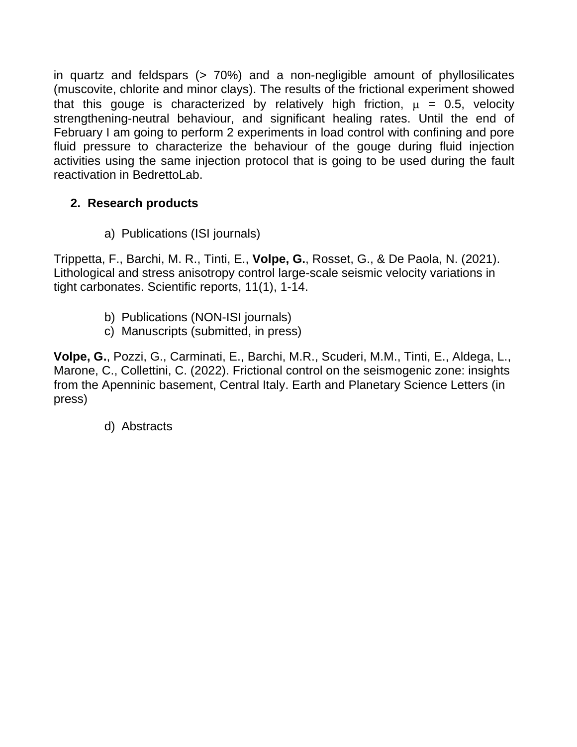in quartz and feldspars (> 70%) and a non-negligible amount of phyllosilicates (muscovite, chlorite and minor clays). The results of the frictional experiment showed that this gouge is characterized by relatively high friction, $\mu$ = 0.5, velocity strengthening-neutral behaviour, and significant healing rates. Until the end of February I am going to perform 2 experiments in load control with confining and pore fluid pressure to characterize the behaviour of the gouge during fluid injection activities using the same injection protocol that is going to be used during the fault reactivation in BedrettoLab.

## 2. Research products

a) Publications (ISI journals)

Trippetta, F., Barchi, M. R., Tinti, E., **Volpe, G.**, Rosset, G., & De Paola, N. (2021). Lithological and stress anisotropy control large-scale seismic velocity variations in tight carbonates. Scientific reports, 11(1), 1-14.

b) Publications (NON-ISI journals)

c) Manuscripts (submitted, in press)

**Volpe, G.**, Pozzi, G., Carminati, E., Barchi, M.R., Scuderi, M.M., Tinti, E., Aldega, L., Marone, C., Collettini, C. (2022). Frictional control on the seismogenic zone: insights from the Apenninic basement, Central Italy. Earth and Planetary Science Letters (in press)

d) Abstracts